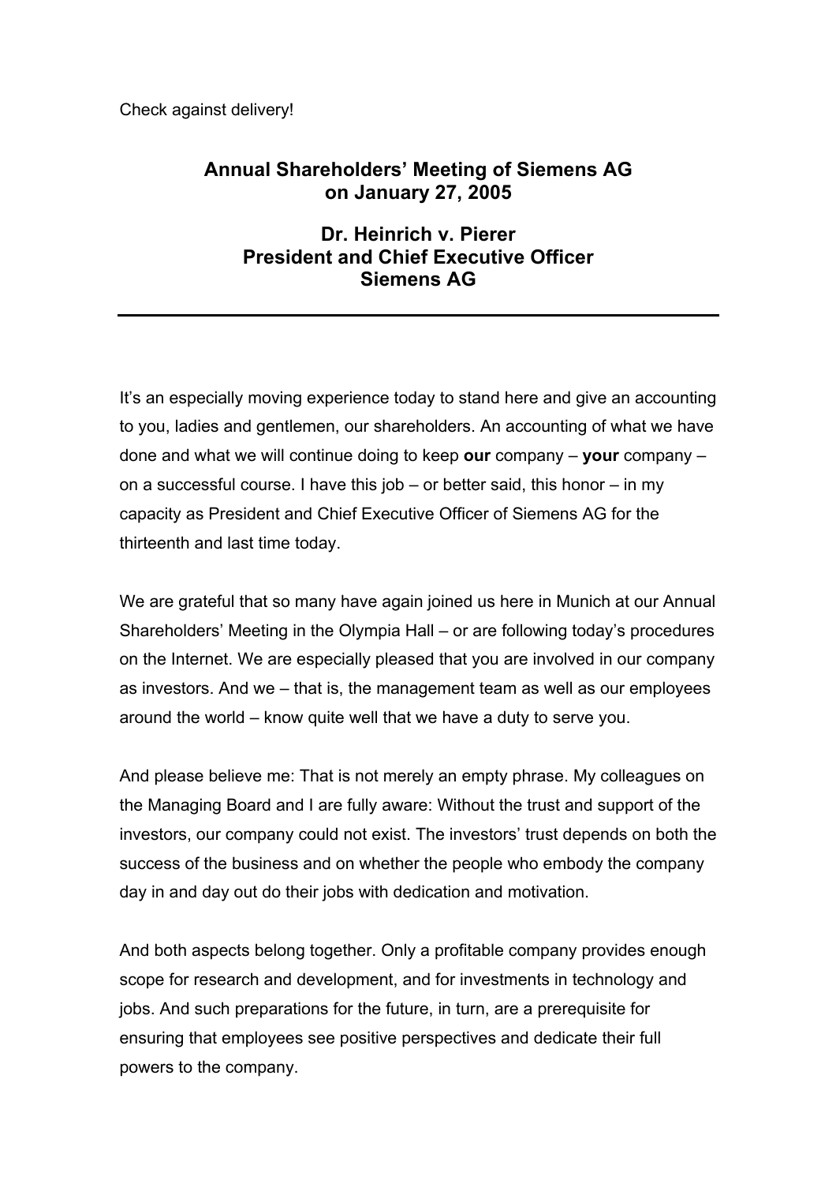Check against delivery!

# Annual Shareholders' Meeting of Siemens AG on January 27, 2005

## Dr. Heinrich v. Pierer
## President and Chief Executive Officer
## Siemens AG

---

It's an especially moving experience today to stand here and give an accounting to you, ladies and gentlemen, our shareholders. An accounting of what we have done and what we will continue doing to keep **our** company – **your** company – on a successful course. I have this job – or better said, this honor – in my capacity as President and Chief Executive Officer of Siemens AG for the thirteenth and last time today.

We are grateful that so many have again joined us here in Munich at our Annual Shareholders' Meeting in the Olympia Hall – or are following today's procedures on the Internet. We are especially pleased that you are involved in our company as investors. And we – that is, the management team as well as our employees around the world – know quite well that we have a duty to serve you.

And please believe me: That is not merely an empty phrase. My colleagues on the Managing Board and I are fully aware: Without the trust and support of the investors, our company could not exist. The investors' trust depends on both the success of the business and on whether the people who embody the company day in and day out do their jobs with dedication and motivation.

And both aspects belong together. Only a profitable company provides enough scope for research and development, and for investments in technology and jobs. And such preparations for the future, in turn, are a prerequisite for ensuring that employees see positive perspectives and dedicate their full powers to the company.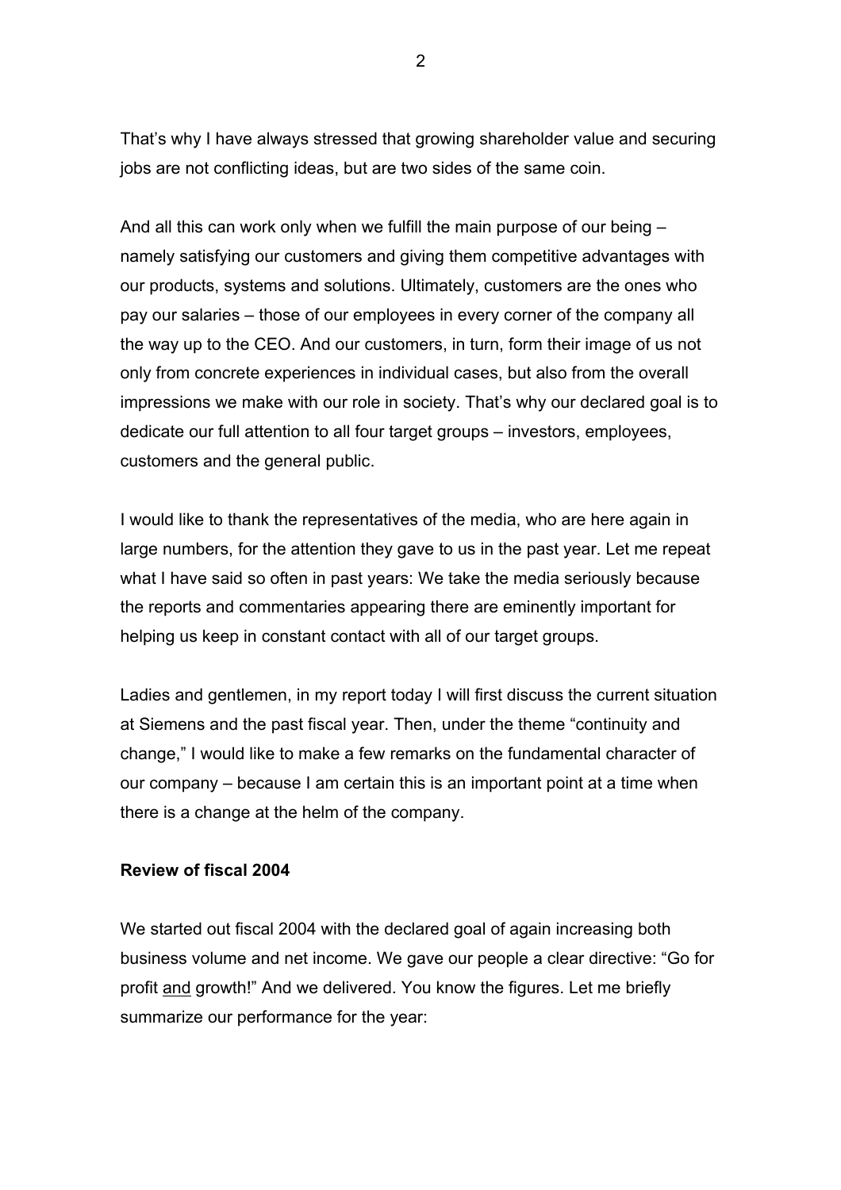That's why I have always stressed that growing shareholder value and securing jobs are not conflicting ideas, but are two sides of the same coin.

And all this can work only when we fulfill the main purpose of our being – namely satisfying our customers and giving them competitive advantages with our products, systems and solutions. Ultimately, customers are the ones who pay our salaries – those of our employees in every corner of the company all the way up to the CEO. And our customers, in turn, form their image of us not only from concrete experiences in individual cases, but also from the overall impressions we make with our role in society. That's why our declared goal is to dedicate our full attention to all four target groups – investors, employees, customers and the general public.

I would like to thank the representatives of the media, who are here again in large numbers, for the attention they gave to us in the past year. Let me repeat what I have said so often in past years: We take the media seriously because the reports and commentaries appearing there are eminently important for helping us keep in constant contact with all of our target groups.

Ladies and gentlemen, in my report today I will first discuss the current situation at Siemens and the past fiscal year. Then, under the theme "continuity and change," I would like to make a few remarks on the fundamental character of our company – because I am certain this is an important point at a time when there is a change at the helm of the company.

**Review of fiscal 2004**

We started out fiscal 2004 with the declared goal of again increasing both business volume and net income. We gave our people a clear directive: "Go for profit <u>and</u> growth!" And we delivered. You know the figures. Let me briefly summarize our performance for the year: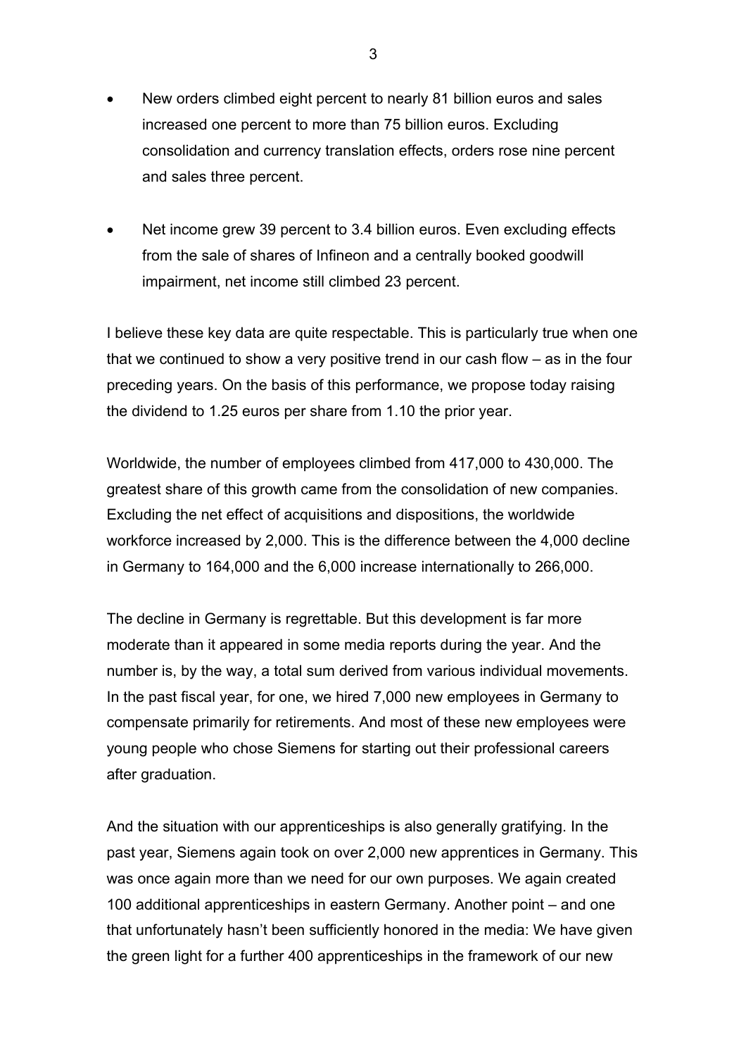- New orders climbed eight percent to nearly 81 billion euros and sales increased one percent to more than 75 billion euros. Excluding consolidation and currency translation effects, orders rose nine percent and sales three percent.

- Net income grew 39 percent to 3.4 billion euros. Even excluding effects from the sale of shares of Infineon and a centrally booked goodwill impairment, net income still climbed 23 percent.

I believe these key data are quite respectable. This is particularly true when one that we continued to show a very positive trend in our cash flow – as in the four preceding years. On the basis of this performance, we propose today raising the dividend to 1.25 euros per share from 1.10 the prior year.

Worldwide, the number of employees climbed from 417,000 to 430,000. The greatest share of this growth came from the consolidation of new companies. Excluding the net effect of acquisitions and dispositions, the worldwide workforce increased by 2,000. This is the difference between the 4,000 decline in Germany to 164,000 and the 6,000 increase internationally to 266,000.

The decline in Germany is regrettable. But this development is far more moderate than it appeared in some media reports during the year. And the number is, by the way, a total sum derived from various individual movements. In the past fiscal year, for one, we hired 7,000 new employees in Germany to compensate primarily for retirements. And most of these new employees were young people who chose Siemens for starting out their professional careers after graduation.

And the situation with our apprenticeships is also generally gratifying. In the past year, Siemens again took on over 2,000 new apprentices in Germany. This was once again more than we need for our own purposes. We again created 100 additional apprenticeships in eastern Germany. Another point – and one that unfortunately hasn't been sufficiently honored in the media: We have given the green light for a further 400 apprenticeships in the framework of our new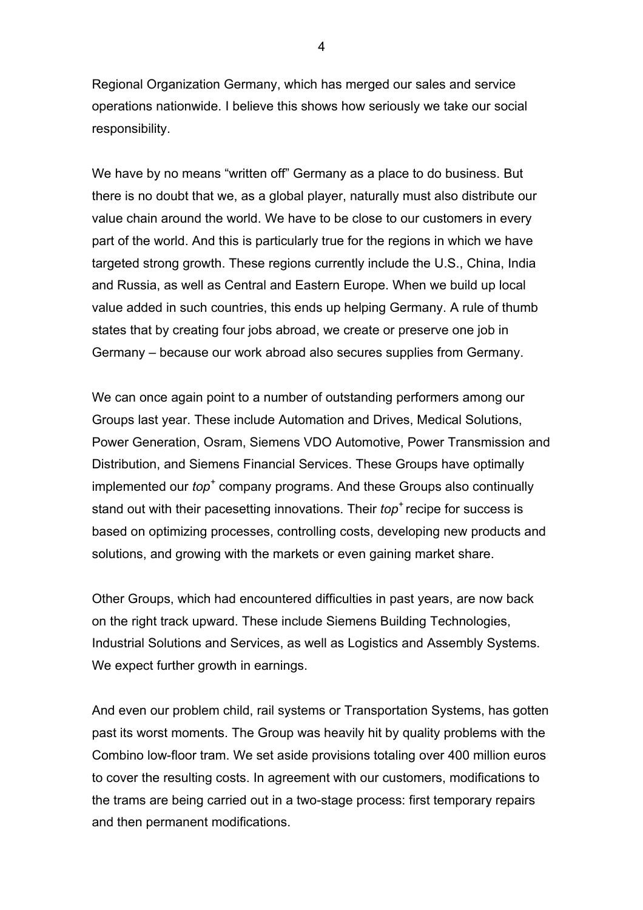Regional Organization Germany, which has merged our sales and service operations nationwide. I believe this shows how seriously we take our social responsibility.

We have by no means "written off" Germany as a place to do business. But there is no doubt that we, as a global player, naturally must also distribute our value chain around the world. We have to be close to our customers in every part of the world. And this is particularly true for the regions in which we have targeted strong growth. These regions currently include the U.S., China, India and Russia, as well as Central and Eastern Europe. When we build up local value added in such countries, this ends up helping Germany. A rule of thumb states that by creating four jobs abroad, we create or preserve one job in Germany – because our work abroad also secures supplies from Germany.

We can once again point to a number of outstanding performers among our Groups last year. These include Automation and Drives, Medical Solutions, Power Generation, Osram, Siemens VDO Automotive, Power Transmission and Distribution, and Siemens Financial Services. These Groups have optimally implemented our *top*+ company programs. And these Groups also continually stand out with their pacesetting innovations. Their *top*+ recipe for success is based on optimizing processes, controlling costs, developing new products and solutions, and growing with the markets or even gaining market share.

Other Groups, which had encountered difficulties in past years, are now back on the right track upward. These include Siemens Building Technologies, Industrial Solutions and Services, as well as Logistics and Assembly Systems. We expect further growth in earnings.

And even our problem child, rail systems or Transportation Systems, has gotten past its worst moments. The Group was heavily hit by quality problems with the Combino low-floor tram. We set aside provisions totaling over 400 million euros to cover the resulting costs. In agreement with our customers, modifications to the trams are being carried out in a two-stage process: first temporary repairs and then permanent modifications.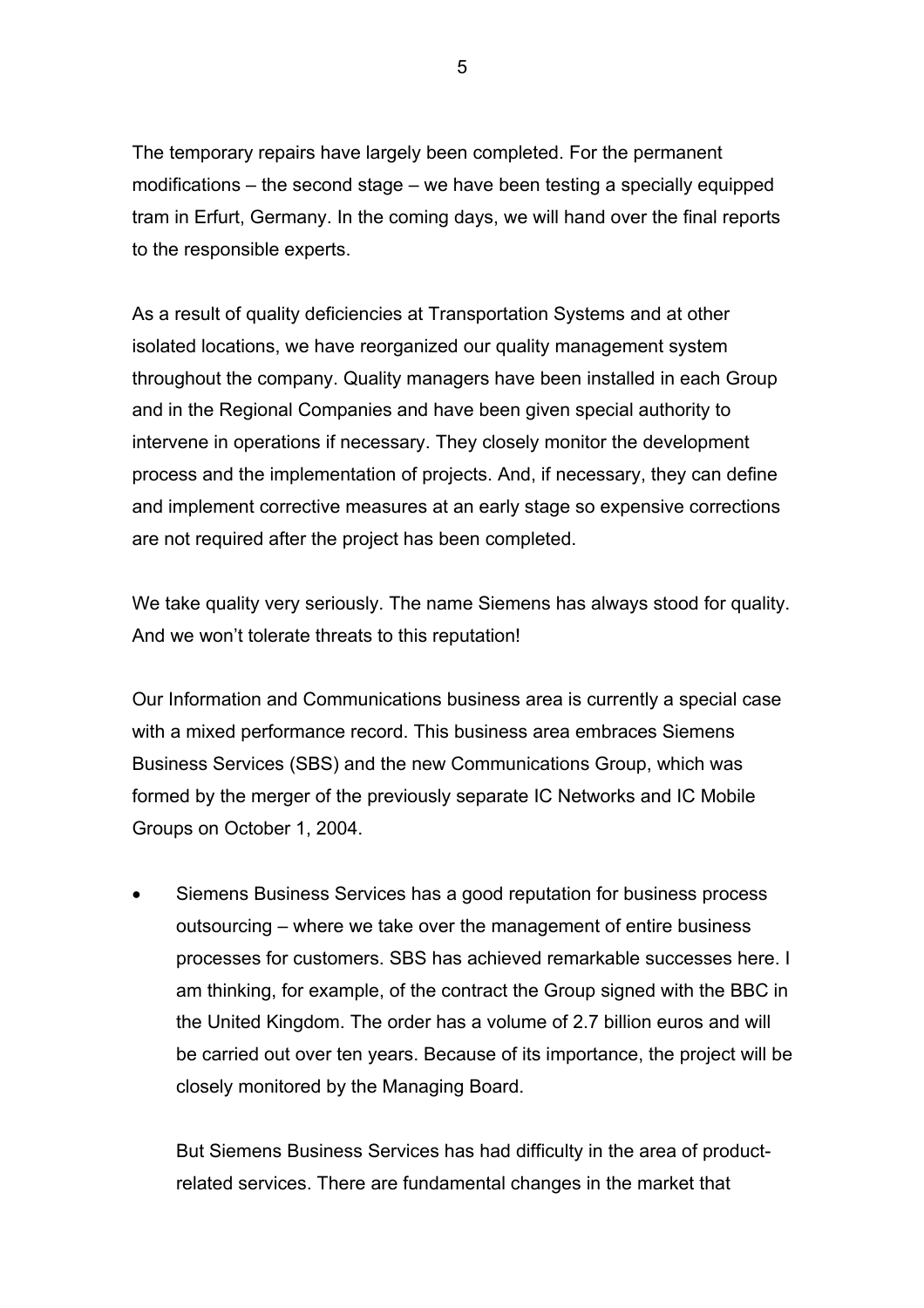The temporary repairs have largely been completed. For the permanent modifications – the second stage – we have been testing a specially equipped tram in Erfurt, Germany. In the coming days, we will hand over the final reports to the responsible experts.

As a result of quality deficiencies at Transportation Systems and at other isolated locations, we have reorganized our quality management system throughout the company. Quality managers have been installed in each Group and in the Regional Companies and have been given special authority to intervene in operations if necessary. They closely monitor the development process and the implementation of projects. And, if necessary, they can define and implement corrective measures at an early stage so expensive corrections are not required after the project has been completed.

We take quality very seriously. The name Siemens has always stood for quality. And we won't tolerate threats to this reputation!

Our Information and Communications business area is currently a special case with a mixed performance record. This business area embraces Siemens Business Services (SBS) and the new Communications Group, which was formed by the merger of the previously separate IC Networks and IC Mobile Groups on October 1, 2004.

- Siemens Business Services has a good reputation for business process outsourcing – where we take over the management of entire business processes for customers. SBS has achieved remarkable successes here. I am thinking, for example, of the contract the Group signed with the BBC in the United Kingdom. The order has a volume of 2.7 billion euros and will be carried out over ten years. Because of its importance, the project will be closely monitored by the Managing Board.

  But Siemens Business Services has had difficulty in the area of product-related services. There are fundamental changes in the market that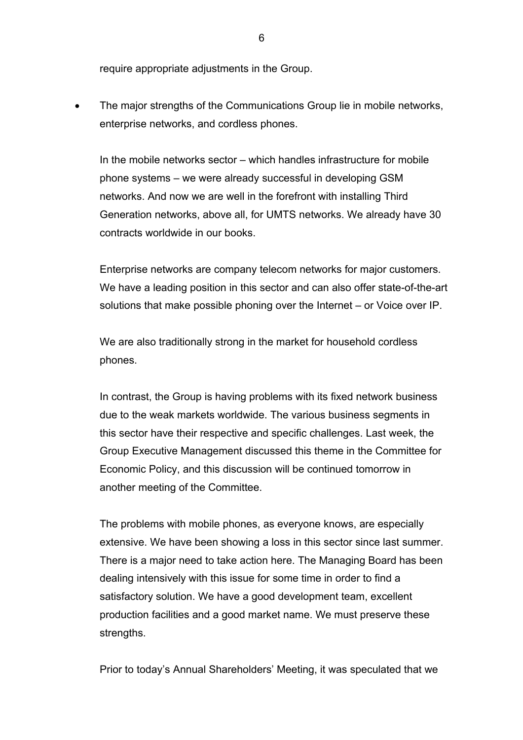require appropriate adjustments in the Group.

- The major strengths of the Communications Group lie in mobile networks, enterprise networks, and cordless phones.

  In the mobile networks sector – which handles infrastructure for mobile phone systems – we were already successful in developing GSM networks. And now we are well in the forefront with installing Third Generation networks, above all, for UMTS networks. We already have 30 contracts worldwide in our books.

  Enterprise networks are company telecom networks for major customers. We have a leading position in this sector and can also offer state-of-the-art solutions that make possible phoning over the Internet – or Voice over IP.

  We are also traditionally strong in the market for household cordless phones.

  In contrast, the Group is having problems with its fixed network business due to the weak markets worldwide. The various business segments in this sector have their respective and specific challenges. Last week, the Group Executive Management discussed this theme in the Committee for Economic Policy, and this discussion will be continued tomorrow in another meeting of the Committee.

  The problems with mobile phones, as everyone knows, are especially extensive. We have been showing a loss in this sector since last summer. There is a major need to take action here. The Managing Board has been dealing intensively with this issue for some time in order to find a satisfactory solution. We have a good development team, excellent production facilities and a good market name. We must preserve these strengths.

  Prior to today's Annual Shareholders' Meeting, it was speculated that we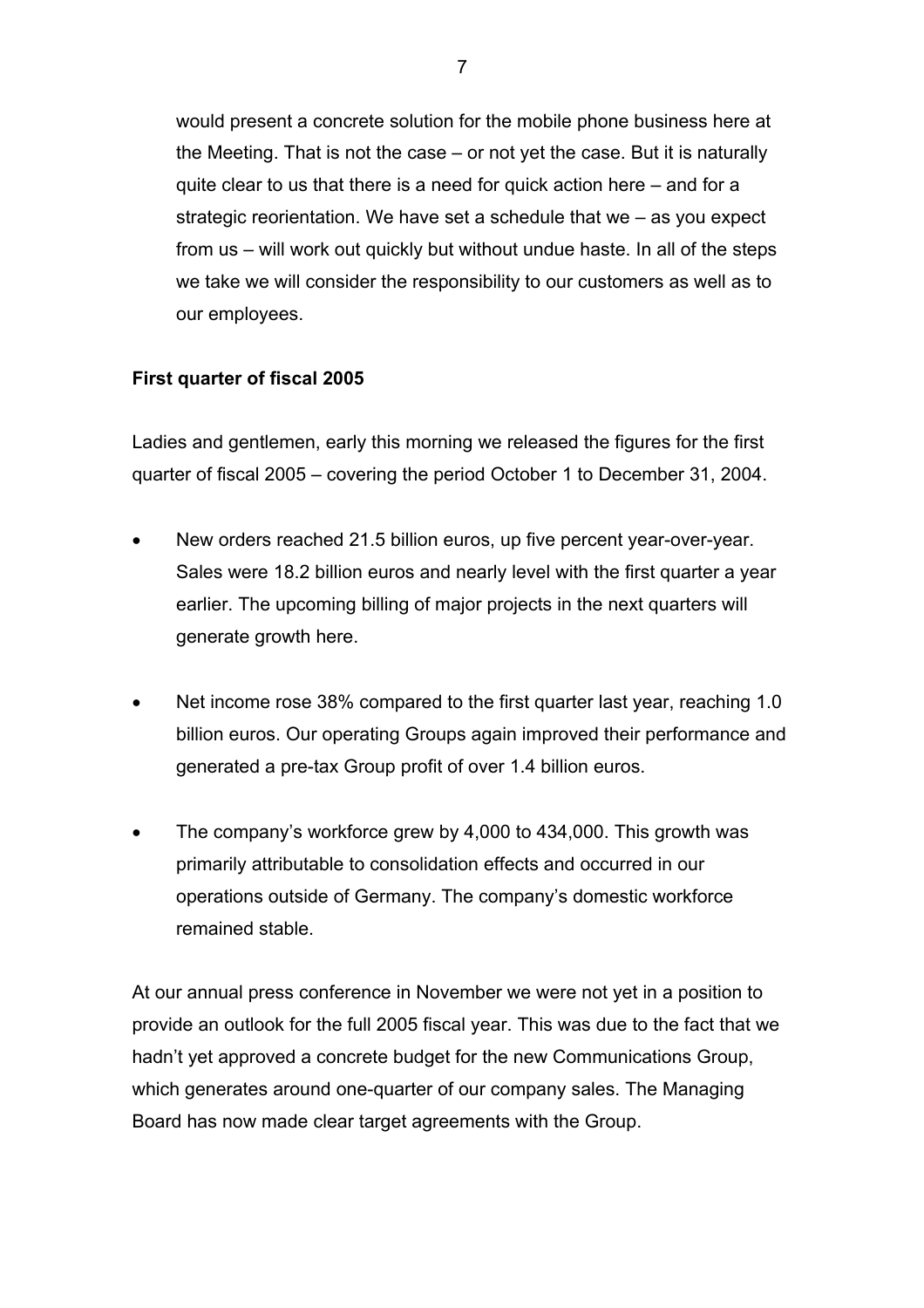would present a concrete solution for the mobile phone business here at the Meeting. That is not the case – or not yet the case. But it is naturally quite clear to us that there is a need for quick action here – and for a strategic reorientation. We have set a schedule that we – as you expect from us – will work out quickly but without undue haste. In all of the steps we take we will consider the responsibility to our customers as well as to our employees.

**First quarter of fiscal 2005**

Ladies and gentlemen, early this morning we released the figures for the first quarter of fiscal 2005 – covering the period October 1 to December 31, 2004.

- New orders reached 21.5 billion euros, up five percent year-over-year. Sales were 18.2 billion euros and nearly level with the first quarter a year earlier. The upcoming billing of major projects in the next quarters will generate growth here.
- Net income rose 38% compared to the first quarter last year, reaching 1.0 billion euros. Our operating Groups again improved their performance and generated a pre-tax Group profit of over 1.4 billion euros.
- The company's workforce grew by 4,000 to 434,000. This growth was primarily attributable to consolidation effects and occurred in our operations outside of Germany. The company's domestic workforce remained stable.

At our annual press conference in November we were not yet in a position to provide an outlook for the full 2005 fiscal year. This was due to the fact that we hadn't yet approved a concrete budget for the new Communications Group, which generates around one-quarter of our company sales. The Managing Board has now made clear target agreements with the Group.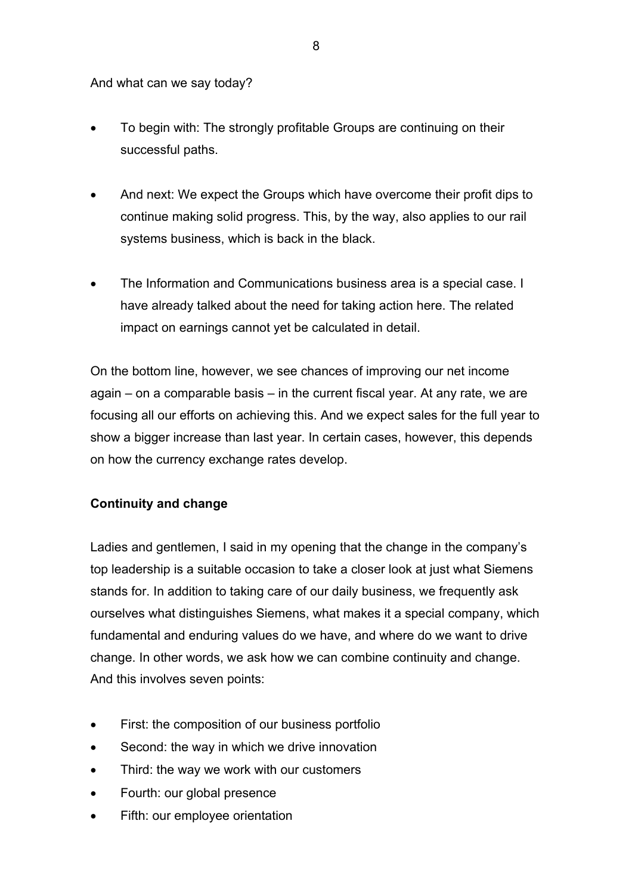And what can we say today?

- To begin with: The strongly profitable Groups are continuing on their successful paths.

- And next: We expect the Groups which have overcome their profit dips to continue making solid progress. This, by the way, also applies to our rail systems business, which is back in the black.

- The Information and Communications business area is a special case. I have already talked about the need for taking action here. The related impact on earnings cannot yet be calculated in detail.

On the bottom line, however, we see chances of improving our net income again – on a comparable basis – in the current fiscal year. At any rate, we are focusing all our efforts on achieving this. And we expect sales for the full year to show a bigger increase than last year. In certain cases, however, this depends on how the currency exchange rates develop.

**Continuity and change**

Ladies and gentlemen, I said in my opening that the change in the company's top leadership is a suitable occasion to take a closer look at just what Siemens stands for. In addition to taking care of our daily business, we frequently ask ourselves what distinguishes Siemens, what makes it a special company, which fundamental and enduring values do we have, and where do we want to drive change. In other words, we ask how we can combine continuity and change. And this involves seven points:

- First: the composition of our business portfolio
- Second: the way in which we drive innovation
- Third: the way we work with our customers
- Fourth: our global presence
- Fifth: our employee orientation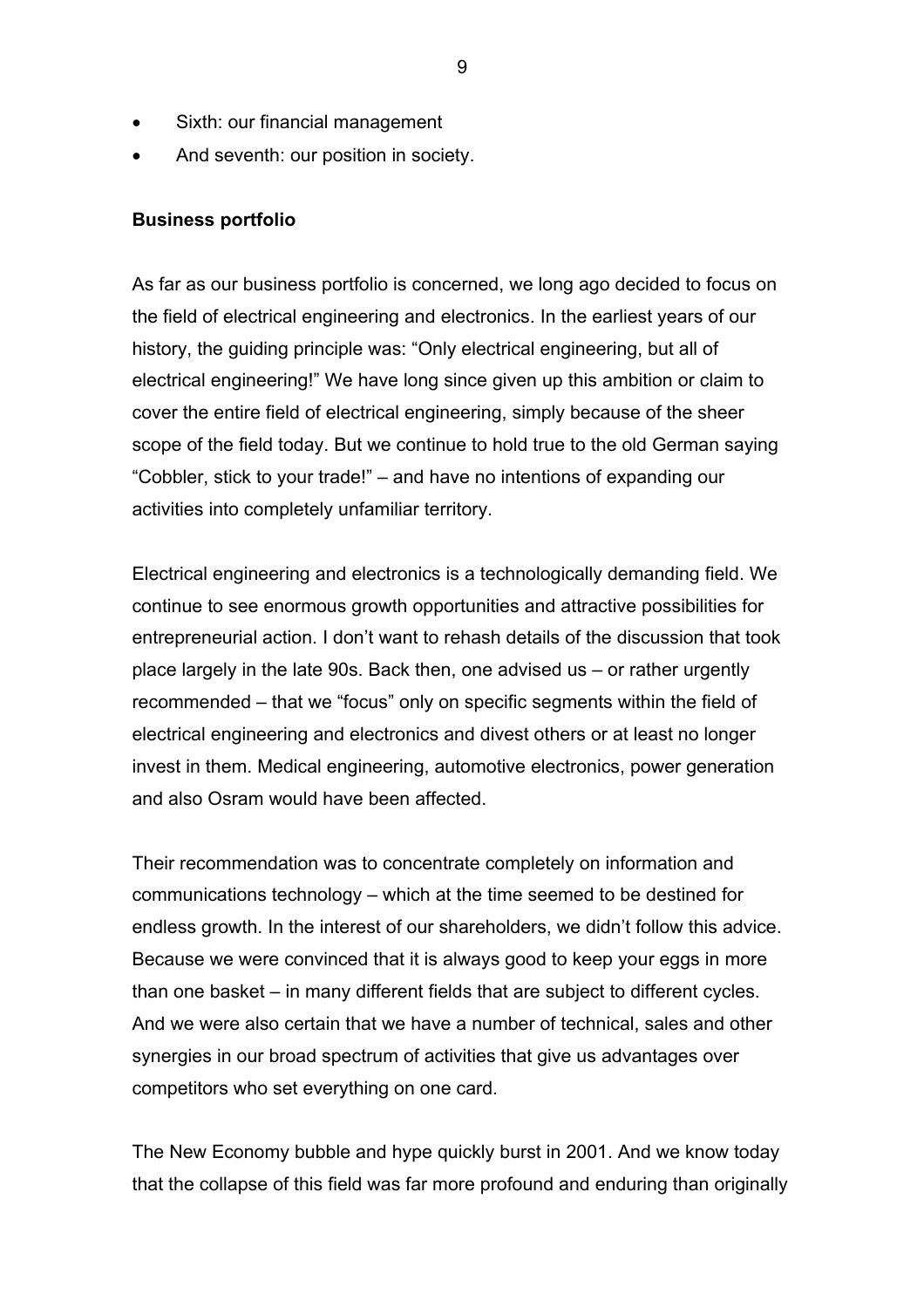- Sixth: our financial management
- And seventh: our position in society.

**Business portfolio**

As far as our business portfolio is concerned, we long ago decided to focus on the field of electrical engineering and electronics. In the earliest years of our history, the guiding principle was: “Only electrical engineering, but all of electrical engineering!” We have long since given up this ambition or claim to cover the entire field of electrical engineering, simply because of the sheer scope of the field today. But we continue to hold true to the old German saying “Cobbler, stick to your trade!” – and have no intentions of expanding our activities into completely unfamiliar territory.

Electrical engineering and electronics is a technologically demanding field. We continue to see enormous growth opportunities and attractive possibilities for entrepreneurial action. I don’t want to rehash details of the discussion that took place largely in the late 90s. Back then, one advised us – or rather urgently recommended – that we “focus” only on specific segments within the field of electrical engineering and electronics and divest others or at least no longer invest in them. Medical engineering, automotive electronics, power generation and also Osram would have been affected.

Their recommendation was to concentrate completely on information and communications technology – which at the time seemed to be destined for endless growth. In the interest of our shareholders, we didn’t follow this advice. Because we were convinced that it is always good to keep your eggs in more than one basket – in many different fields that are subject to different cycles. And we were also certain that we have a number of technical, sales and other synergies in our broad spectrum of activities that give us advantages over competitors who set everything on one card.

The New Economy bubble and hype quickly burst in 2001. And we know today that the collapse of this field was far more profound and enduring than originally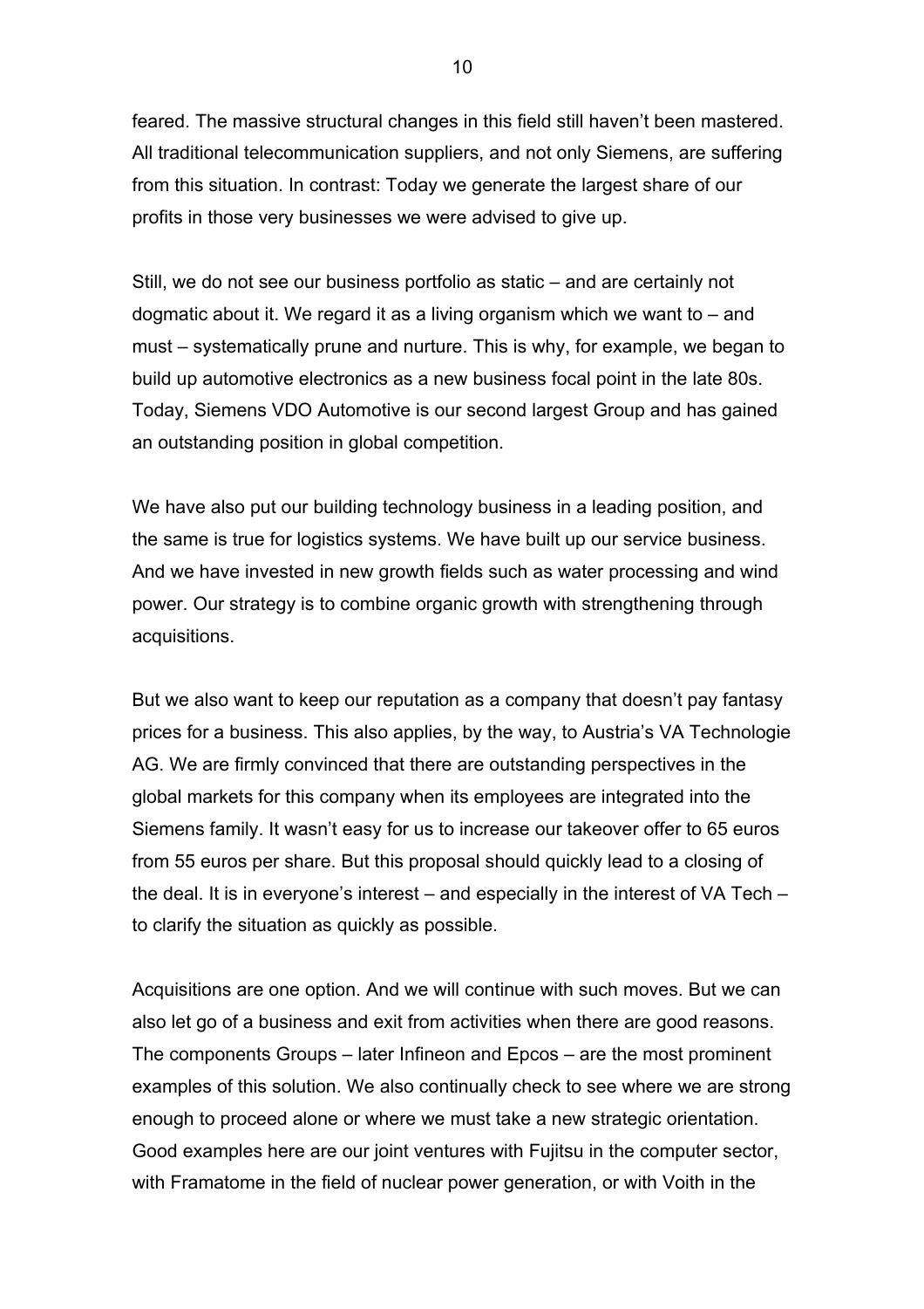feared. The massive structural changes in this field still haven't been mastered. All traditional telecommunication suppliers, and not only Siemens, are suffering from this situation. In contrast: Today we generate the largest share of our profits in those very businesses we were advised to give up.

Still, we do not see our business portfolio as static – and are certainly not dogmatic about it. We regard it as a living organism which we want to – and must – systematically prune and nurture. This is why, for example, we began to build up automotive electronics as a new business focal point in the late 80s. Today, Siemens VDO Automotive is our second largest Group and has gained an outstanding position in global competition.

We have also put our building technology business in a leading position, and the same is true for logistics systems. We have built up our service business. And we have invested in new growth fields such as water processing and wind power. Our strategy is to combine organic growth with strengthening through acquisitions.

But we also want to keep our reputation as a company that doesn't pay fantasy prices for a business. This also applies, by the way, to Austria's VA Technologie AG. We are firmly convinced that there are outstanding perspectives in the global markets for this company when its employees are integrated into the Siemens family. It wasn't easy for us to increase our takeover offer to 65 euros from 55 euros per share. But this proposal should quickly lead to a closing of the deal. It is in everyone's interest – and especially in the interest of VA Tech – to clarify the situation as quickly as possible.

Acquisitions are one option. And we will continue with such moves. But we can also let go of a business and exit from activities when there are good reasons. The components Groups – later Infineon and Epcos – are the most prominent examples of this solution. We also continually check to see where we are strong enough to proceed alone or where we must take a new strategic orientation. Good examples here are our joint ventures with Fujitsu in the computer sector, with Framatome in the field of nuclear power generation, or with Voith in the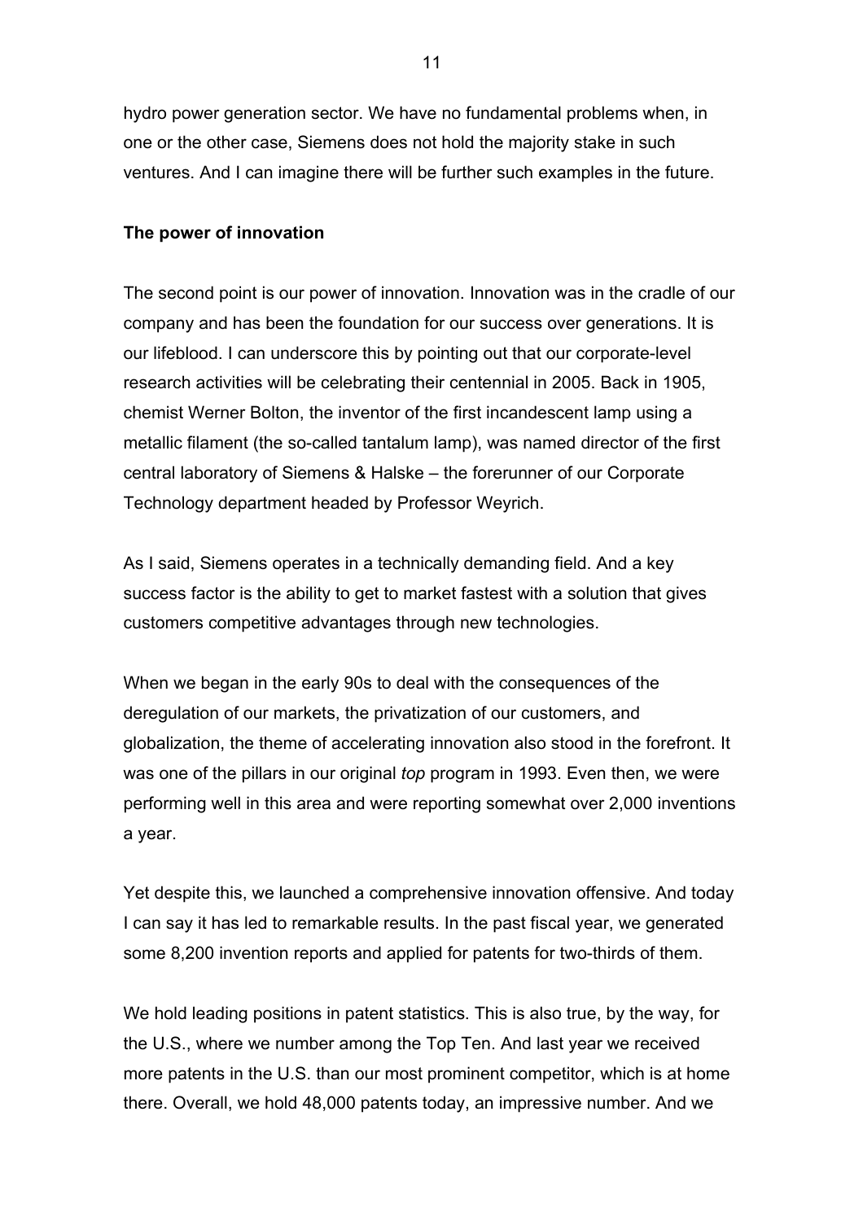hydro power generation sector. We have no fundamental problems when, in one or the other case, Siemens does not hold the majority stake in such ventures. And I can imagine there will be further such examples in the future.

**The power of innovation**

The second point is our power of innovation. Innovation was in the cradle of our company and has been the foundation for our success over generations. It is our lifeblood. I can underscore this by pointing out that our corporate-level research activities will be celebrating their centennial in 2005. Back in 1905, chemist Werner Bolton, the inventor of the first incandescent lamp using a metallic filament (the so-called tantalum lamp), was named director of the first central laboratory of Siemens & Halske – the forerunner of our Corporate Technology department headed by Professor Weyrich.

As I said, Siemens operates in a technically demanding field. And a key success factor is the ability to get to market fastest with a solution that gives customers competitive advantages through new technologies.

When we began in the early 90s to deal with the consequences of the deregulation of our markets, the privatization of our customers, and globalization, the theme of accelerating innovation also stood in the forefront. It was one of the pillars in our original *top* program in 1993. Even then, we were performing well in this area and were reporting somewhat over 2,000 inventions a year.

Yet despite this, we launched a comprehensive innovation offensive. And today I can say it has led to remarkable results. In the past fiscal year, we generated some 8,200 invention reports and applied for patents for two-thirds of them.

We hold leading positions in patent statistics. This is also true, by the way, for the U.S., where we number among the Top Ten. And last year we received more patents in the U.S. than our most prominent competitor, which is at home there. Overall, we hold 48,000 patents today, an impressive number. And we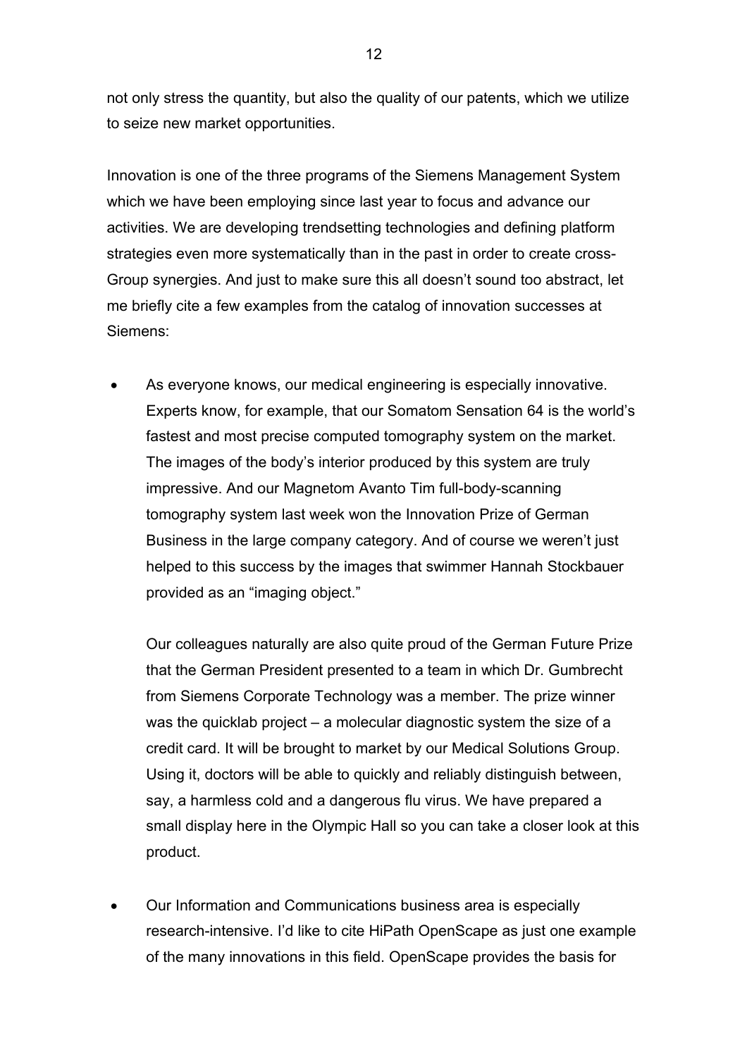not only stress the quantity, but also the quality of our patents, which we utilize to seize new market opportunities.

Innovation is one of the three programs of the Siemens Management System which we have been employing since last year to focus and advance our activities. We are developing trendsetting technologies and defining platform strategies even more systematically than in the past in order to create cross-Group synergies. And just to make sure this all doesn't sound too abstract, let me briefly cite a few examples from the catalog of innovation successes at Siemens:

- As everyone knows, our medical engineering is especially innovative. Experts know, for example, that our Somatom Sensation 64 is the world's fastest and most precise computed tomography system on the market. The images of the body's interior produced by this system are truly impressive. And our Magnetom Avanto Tim full-body-scanning tomography system last week won the Innovation Prize of German Business in the large company category. And of course we weren't just helped to this success by the images that swimmer Hannah Stockbauer provided as an "imaging object."

  Our colleagues naturally are also quite proud of the German Future Prize that the German President presented to a team in which Dr. Gumbrecht from Siemens Corporate Technology was a member. The prize winner was the quicklab project – a molecular diagnostic system the size of a credit card. It will be brought to market by our Medical Solutions Group. Using it, doctors will be able to quickly and reliably distinguish between, say, a harmless cold and a dangerous flu virus. We have prepared a small display here in the Olympic Hall so you can take a closer look at this product.

- Our Information and Communications business area is especially research-intensive. I'd like to cite HiPath OpenScape as just one example of the many innovations in this field. OpenScape provides the basis for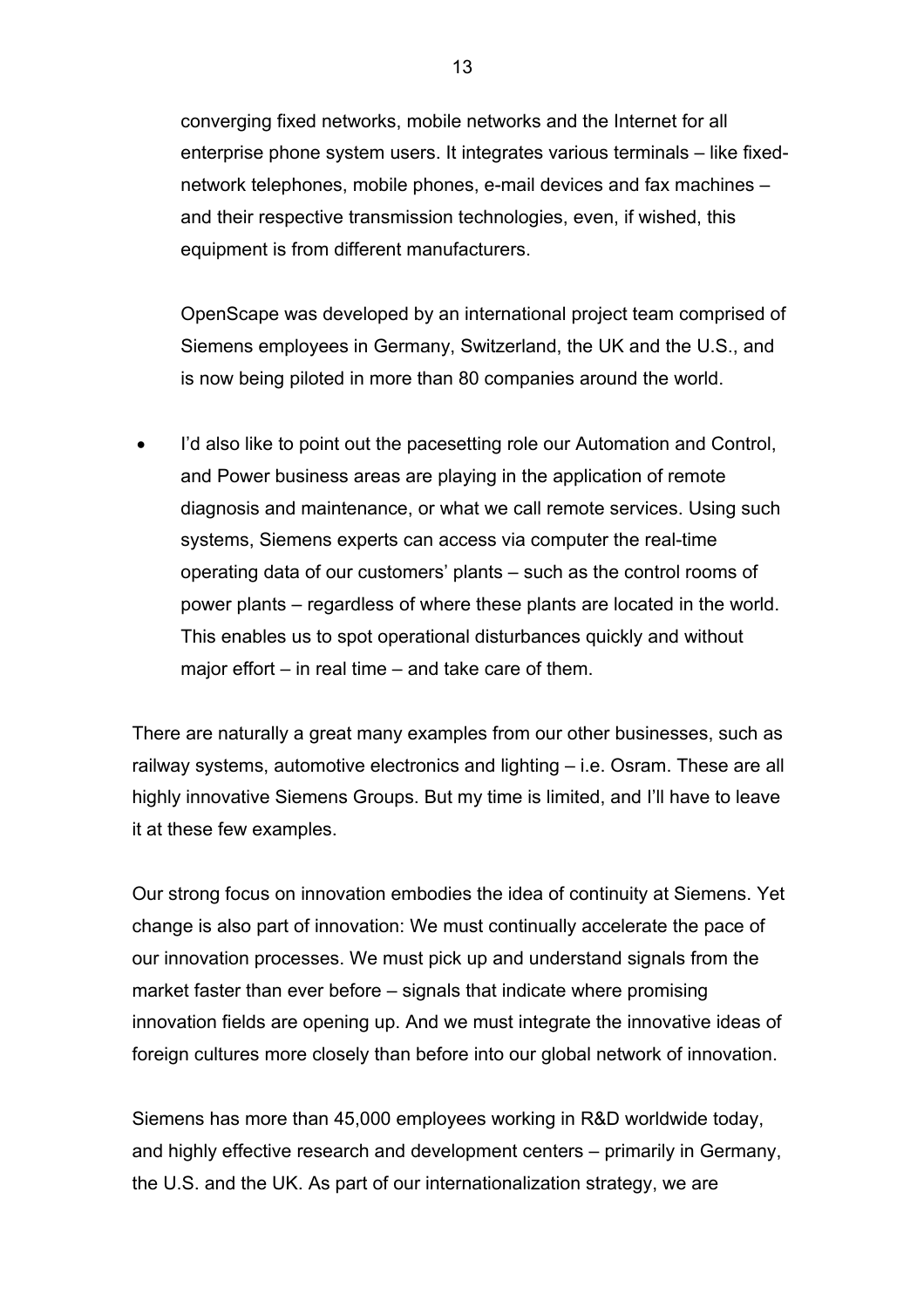converging fixed networks, mobile networks and the Internet for all enterprise phone system users. It integrates various terminals – like fixed-network telephones, mobile phones, e-mail devices and fax machines – and their respective transmission technologies, even, if wished, this equipment is from different manufacturers.

OpenScape was developed by an international project team comprised of Siemens employees in Germany, Switzerland, the UK and the U.S., and is now being piloted in more than 80 companies around the world.

- I'd also like to point out the pacesetting role our Automation and Control, and Power business areas are playing in the application of remote diagnosis and maintenance, or what we call remote services. Using such systems, Siemens experts can access via computer the real-time operating data of our customers' plants – such as the control rooms of power plants – regardless of where these plants are located in the world. This enables us to spot operational disturbances quickly and without major effort – in real time – and take care of them.

There are naturally a great many examples from our other businesses, such as railway systems, automotive electronics and lighting – i.e. Osram. These are all highly innovative Siemens Groups. But my time is limited, and I'll have to leave it at these few examples.

Our strong focus on innovation embodies the idea of continuity at Siemens. Yet change is also part of innovation: We must continually accelerate the pace of our innovation processes. We must pick up and understand signals from the market faster than ever before – signals that indicate where promising innovation fields are opening up. And we must integrate the innovative ideas of foreign cultures more closely than before into our global network of innovation.

Siemens has more than 45,000 employees working in R&D worldwide today, and highly effective research and development centers – primarily in Germany, the U.S. and the UK. As part of our internationalization strategy, we are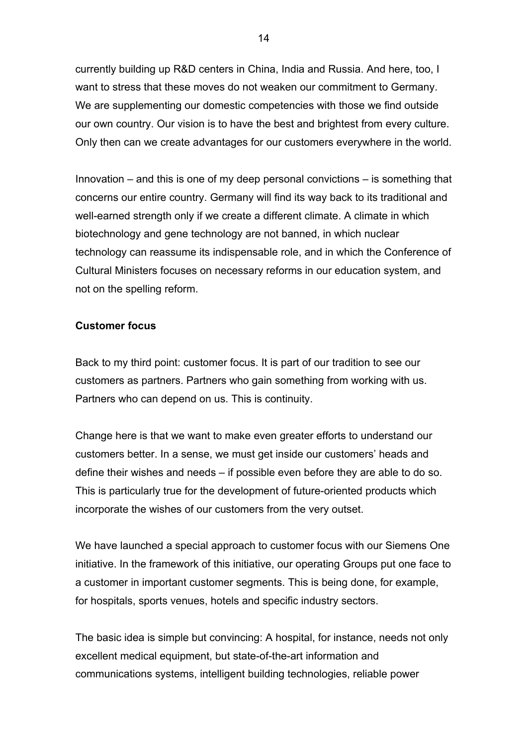currently building up R&D centers in China, India and Russia. And here, too, I want to stress that these moves do not weaken our commitment to Germany. We are supplementing our domestic competencies with those we find outside our own country. Our vision is to have the best and brightest from every culture. Only then can we create advantages for our customers everywhere in the world.

Innovation – and this is one of my deep personal convictions – is something that concerns our entire country. Germany will find its way back to its traditional and well-earned strength only if we create a different climate. A climate in which biotechnology and gene technology are not banned, in which nuclear technology can reassume its indispensable role, and in which the Conference of Cultural Ministers focuses on necessary reforms in our education system, and not on the spelling reform.

**Customer focus**

Back to my third point: customer focus. It is part of our tradition to see our customers as partners. Partners who gain something from working with us. Partners who can depend on us. This is continuity.

Change here is that we want to make even greater efforts to understand our customers better. In a sense, we must get inside our customers' heads and define their wishes and needs – if possible even before they are able to do so. This is particularly true for the development of future-oriented products which incorporate the wishes of our customers from the very outset.

We have launched a special approach to customer focus with our Siemens One initiative. In the framework of this initiative, our operating Groups put one face to a customer in important customer segments. This is being done, for example, for hospitals, sports venues, hotels and specific industry sectors.

The basic idea is simple but convincing: A hospital, for instance, needs not only excellent medical equipment, but state-of-the-art information and communications systems, intelligent building technologies, reliable power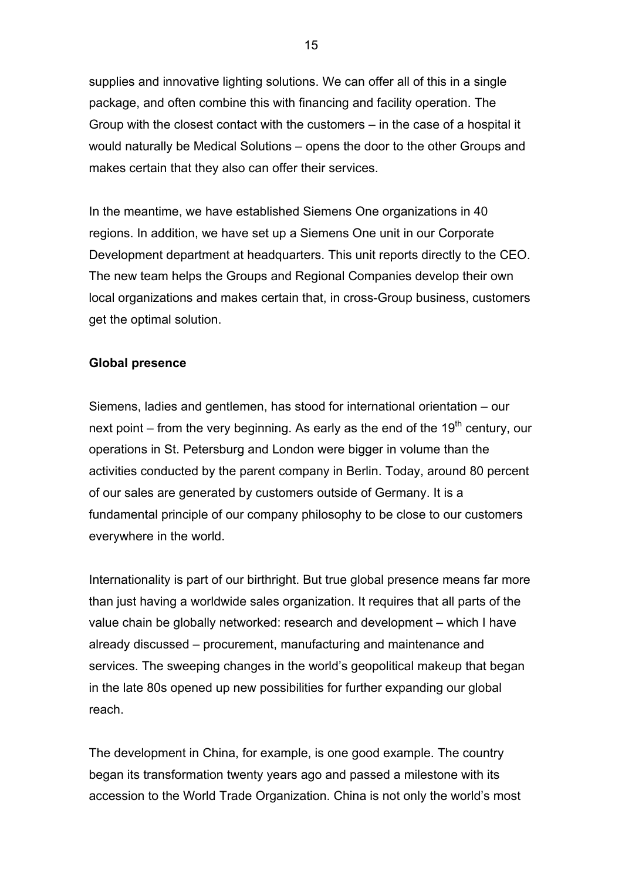supplies and innovative lighting solutions. We can offer all of this in a single package, and often combine this with financing and facility operation. The Group with the closest contact with the customers – in the case of a hospital it would naturally be Medical Solutions – opens the door to the other Groups and makes certain that they also can offer their services.

In the meantime, we have established Siemens One organizations in 40 regions. In addition, we have set up a Siemens One unit in our Corporate Development department at headquarters. This unit reports directly to the CEO. The new team helps the Groups and Regional Companies develop their own local organizations and makes certain that, in cross-Group business, customers get the optimal solution.

**Global presence**

Siemens, ladies and gentlemen, has stood for international orientation – our next point – from the very beginning. As early as the end of the 19th century, our operations in St. Petersburg and London were bigger in volume than the activities conducted by the parent company in Berlin. Today, around 80 percent of our sales are generated by customers outside of Germany. It is a fundamental principle of our company philosophy to be close to our customers everywhere in the world.

Internationality is part of our birthright. But true global presence means far more than just having a worldwide sales organization. It requires that all parts of the value chain be globally networked: research and development – which I have already discussed – procurement, manufacturing and maintenance and services. The sweeping changes in the world's geopolitical makeup that began in the late 80s opened up new possibilities for further expanding our global reach.

The development in China, for example, is one good example. The country began its transformation twenty years ago and passed a milestone with its accession to the World Trade Organization. China is not only the world's most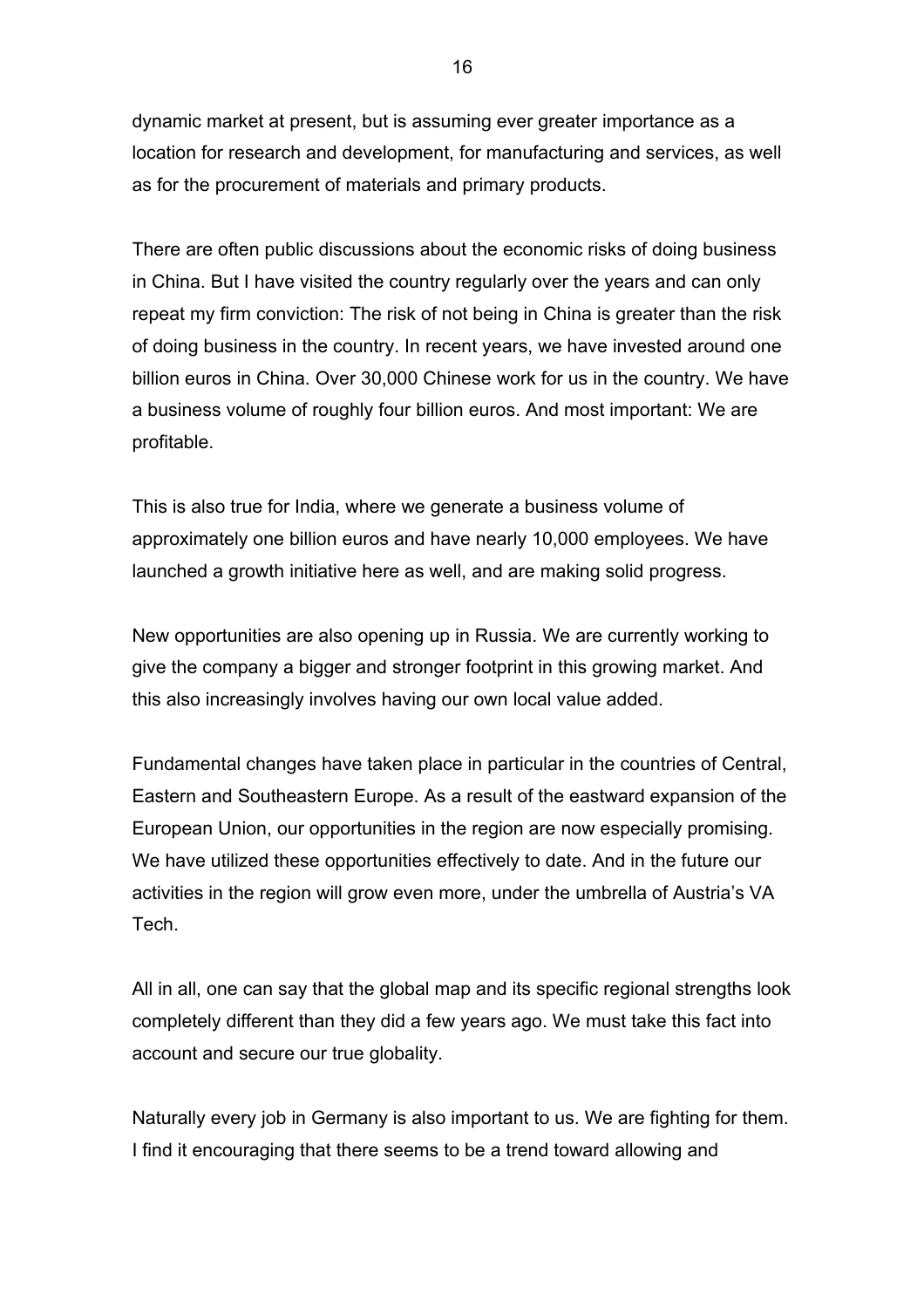dynamic market at present, but is assuming ever greater importance as a location for research and development, for manufacturing and services, as well as for the procurement of materials and primary products.

There are often public discussions about the economic risks of doing business in China. But I have visited the country regularly over the years and can only repeat my firm conviction: The risk of not being in China is greater than the risk of doing business in the country. In recent years, we have invested around one billion euros in China. Over 30,000 Chinese work for us in the country. We have a business volume of roughly four billion euros. And most important: We are profitable.

This is also true for India, where we generate a business volume of approximately one billion euros and have nearly 10,000 employees. We have launched a growth initiative here as well, and are making solid progress.

New opportunities are also opening up in Russia. We are currently working to give the company a bigger and stronger footprint in this growing market. And this also increasingly involves having our own local value added.

Fundamental changes have taken place in particular in the countries of Central, Eastern and Southeastern Europe. As a result of the eastward expansion of the European Union, our opportunities in the region are now especially promising. We have utilized these opportunities effectively to date. And in the future our activities in the region will grow even more, under the umbrella of Austria's VA Tech.

All in all, one can say that the global map and its specific regional strengths look completely different than they did a few years ago. We must take this fact into account and secure our true globality.

Naturally every job in Germany is also important to us. We are fighting for them. I find it encouraging that there seems to be a trend toward allowing and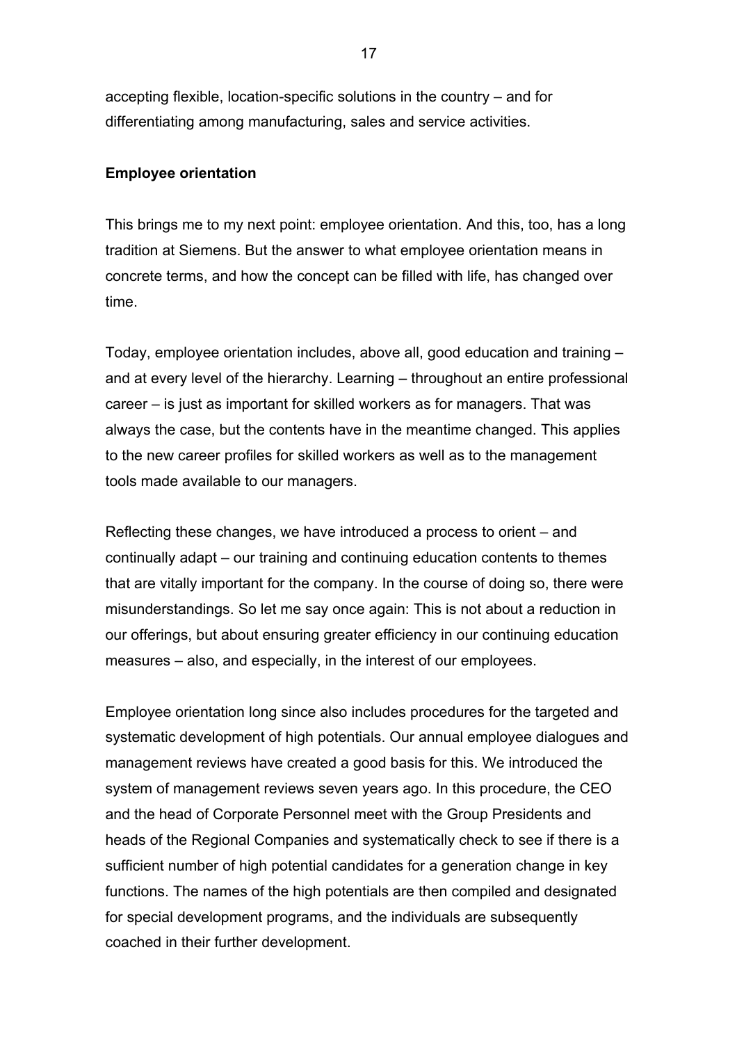accepting flexible, location-specific solutions in the country – and for differentiating among manufacturing, sales and service activities.

**Employee orientation**

This brings me to my next point: employee orientation. And this, too, has a long tradition at Siemens. But the answer to what employee orientation means in concrete terms, and how the concept can be filled with life, has changed over time.

Today, employee orientation includes, above all, good education and training – and at every level of the hierarchy. Learning – throughout an entire professional career – is just as important for skilled workers as for managers. That was always the case, but the contents have in the meantime changed. This applies to the new career profiles for skilled workers as well as to the management tools made available to our managers.

Reflecting these changes, we have introduced a process to orient – and continually adapt – our training and continuing education contents to themes that are vitally important for the company. In the course of doing so, there were misunderstandings. So let me say once again: This is not about a reduction in our offerings, but about ensuring greater efficiency in our continuing education measures – also, and especially, in the interest of our employees.

Employee orientation long since also includes procedures for the targeted and systematic development of high potentials. Our annual employee dialogues and management reviews have created a good basis for this. We introduced the system of management reviews seven years ago. In this procedure, the CEO and the head of Corporate Personnel meet with the Group Presidents and heads of the Regional Companies and systematically check to see if there is a sufficient number of high potential candidates for a generation change in key functions. The names of the high potentials are then compiled and designated for special development programs, and the individuals are subsequently coached in their further development.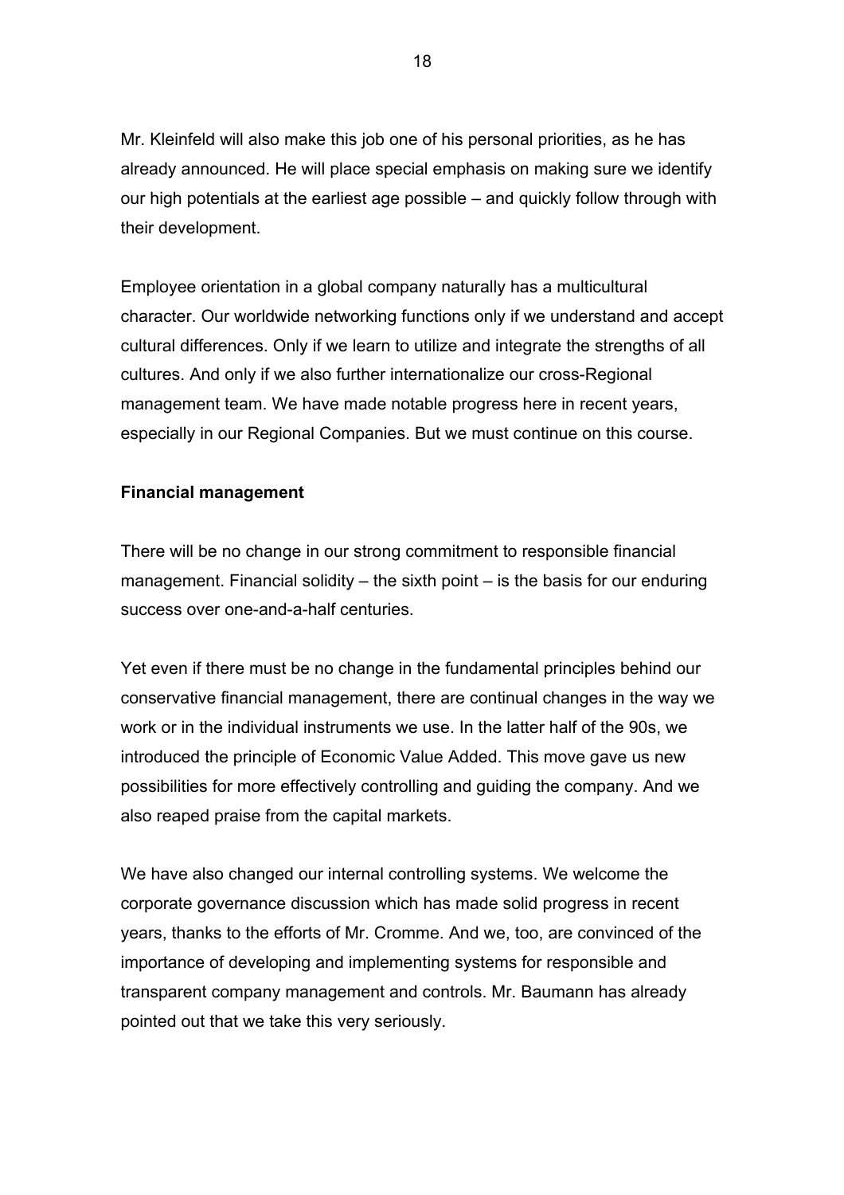Mr. Kleinfeld will also make this job one of his personal priorities, as he has already announced. He will place special emphasis on making sure we identify our high potentials at the earliest age possible – and quickly follow through with their development.

Employee orientation in a global company naturally has a multicultural character. Our worldwide networking functions only if we understand and accept cultural differences. Only if we learn to utilize and integrate the strengths of all cultures. And only if we also further internationalize our cross-Regional management team. We have made notable progress here in recent years, especially in our Regional Companies. But we must continue on this course.

**Financial management**

There will be no change in our strong commitment to responsible financial management. Financial solidity – the sixth point – is the basis for our enduring success over one-and-a-half centuries.

Yet even if there must be no change in the fundamental principles behind our conservative financial management, there are continual changes in the way we work or in the individual instruments we use. In the latter half of the 90s, we introduced the principle of Economic Value Added. This move gave us new possibilities for more effectively controlling and guiding the company. And we also reaped praise from the capital markets.

We have also changed our internal controlling systems. We welcome the corporate governance discussion which has made solid progress in recent years, thanks to the efforts of Mr. Cromme. And we, too, are convinced of the importance of developing and implementing systems for responsible and transparent company management and controls. Mr. Baumann has already pointed out that we take this very seriously.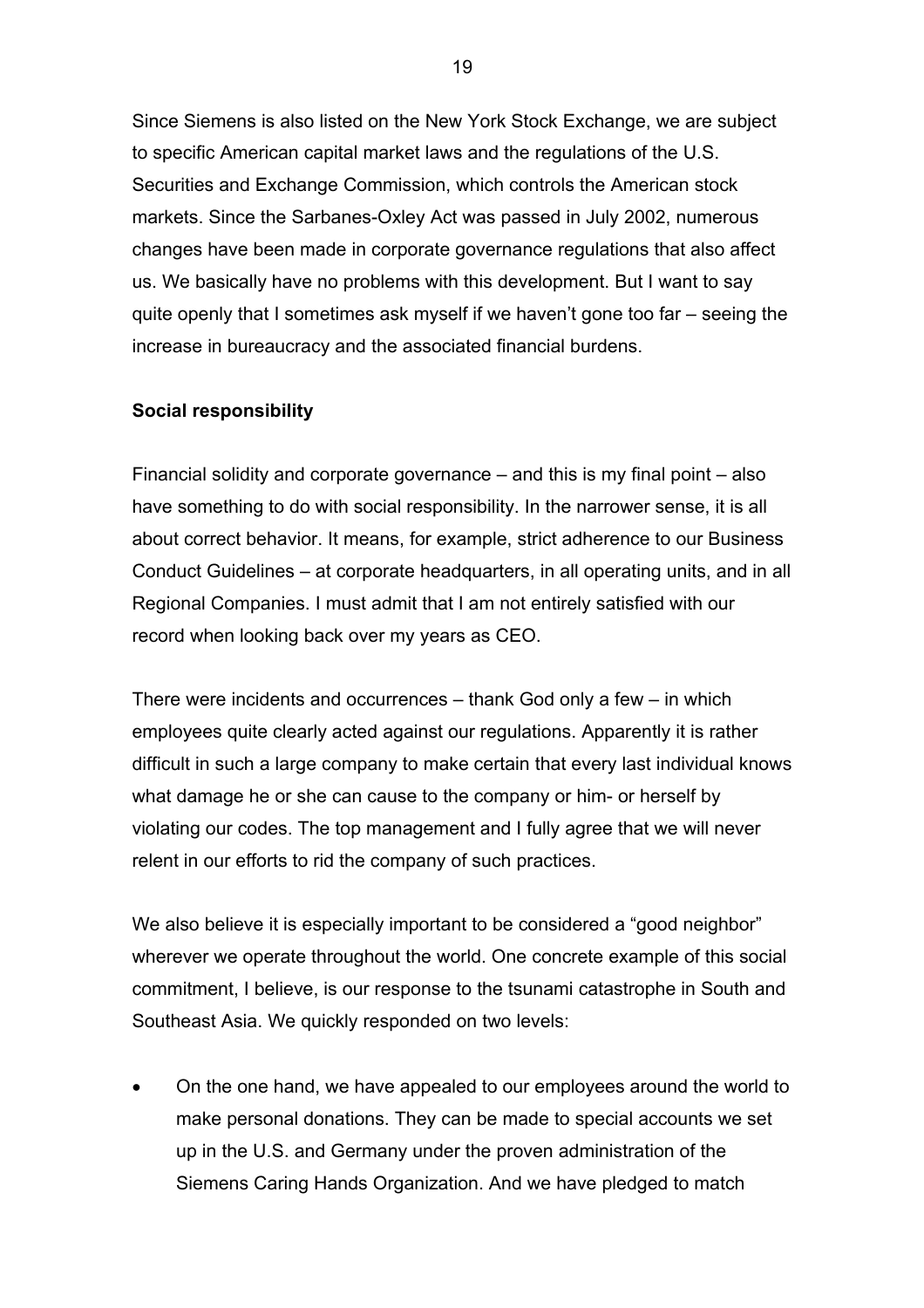Since Siemens is also listed on the New York Stock Exchange, we are subject to specific American capital market laws and the regulations of the U.S. Securities and Exchange Commission, which controls the American stock markets. Since the Sarbanes-Oxley Act was passed in July 2002, numerous changes have been made in corporate governance regulations that also affect us. We basically have no problems with this development. But I want to say quite openly that I sometimes ask myself if we haven't gone too far – seeing the increase in bureaucracy and the associated financial burdens.

**Social responsibility**

Financial solidity and corporate governance – and this is my final point – also have something to do with social responsibility. In the narrower sense, it is all about correct behavior. It means, for example, strict adherence to our Business Conduct Guidelines – at corporate headquarters, in all operating units, and in all Regional Companies. I must admit that I am not entirely satisfied with our record when looking back over my years as CEO.

There were incidents and occurrences – thank God only a few – in which employees quite clearly acted against our regulations. Apparently it is rather difficult in such a large company to make certain that every last individual knows what damage he or she can cause to the company or him- or herself by violating our codes. The top management and I fully agree that we will never relent in our efforts to rid the company of such practices.

We also believe it is especially important to be considered a "good neighbor" wherever we operate throughout the world. One concrete example of this social commitment, I believe, is our response to the tsunami catastrophe in South and Southeast Asia. We quickly responded on two levels:

- On the one hand, we have appealed to our employees around the world to make personal donations. They can be made to special accounts we set up in the U.S. and Germany under the proven administration of the Siemens Caring Hands Organization. And we have pledged to match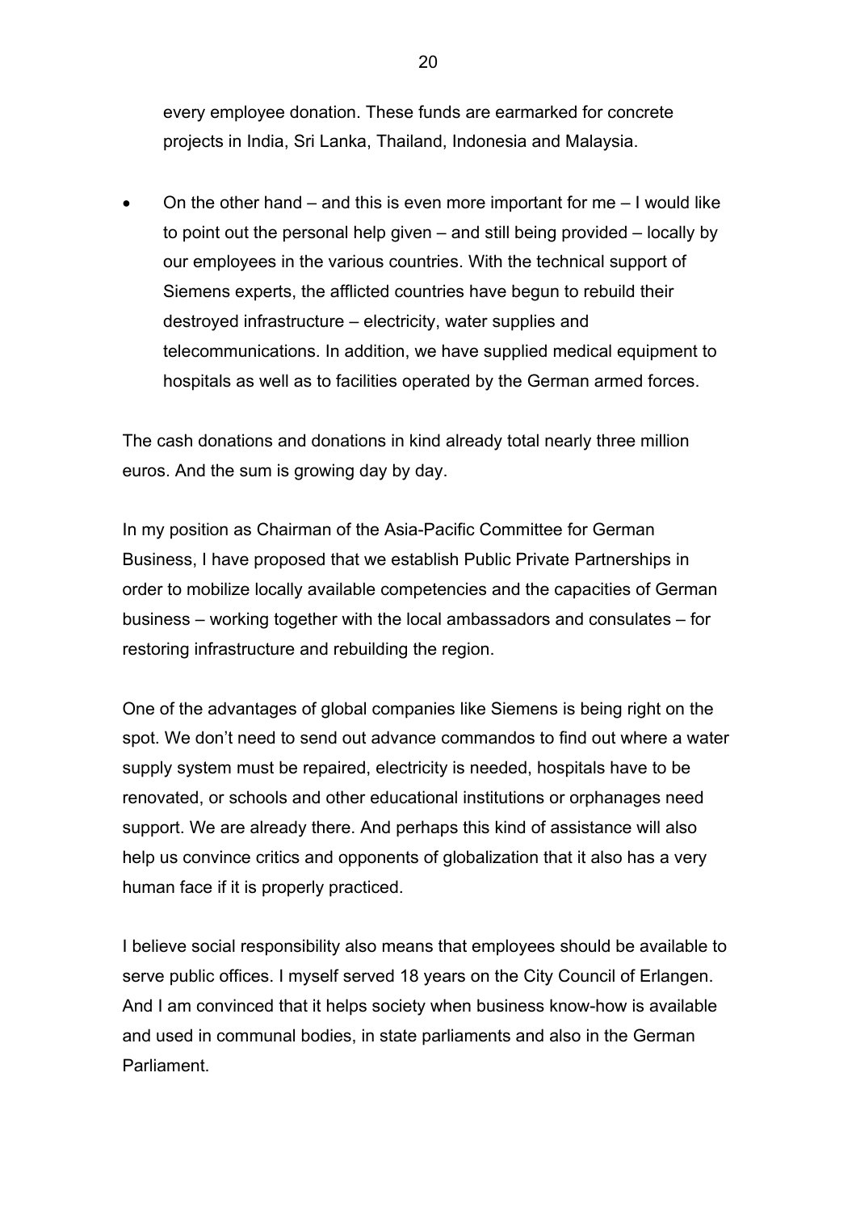every employee donation. These funds are earmarked for concrete projects in India, Sri Lanka, Thailand, Indonesia and Malaysia.

- On the other hand – and this is even more important for me – I would like to point out the personal help given – and still being provided – locally by our employees in the various countries. With the technical support of Siemens experts, the afflicted countries have begun to rebuild their destroyed infrastructure – electricity, water supplies and telecommunications. In addition, we have supplied medical equipment to hospitals as well as to facilities operated by the German armed forces.

The cash donations and donations in kind already total nearly three million euros. And the sum is growing day by day.

In my position as Chairman of the Asia-Pacific Committee for German Business, I have proposed that we establish Public Private Partnerships in order to mobilize locally available competencies and the capacities of German business – working together with the local ambassadors and consulates – for restoring infrastructure and rebuilding the region.

One of the advantages of global companies like Siemens is being right on the spot. We don't need to send out advance commandos to find out where a water supply system must be repaired, electricity is needed, hospitals have to be renovated, or schools and other educational institutions or orphanages need support. We are already there. And perhaps this kind of assistance will also help us convince critics and opponents of globalization that it also has a very human face if it is properly practiced.

I believe social responsibility also means that employees should be available to serve public offices. I myself served 18 years on the City Council of Erlangen. And I am convinced that it helps society when business know-how is available and used in communal bodies, in state parliaments and also in the German Parliament.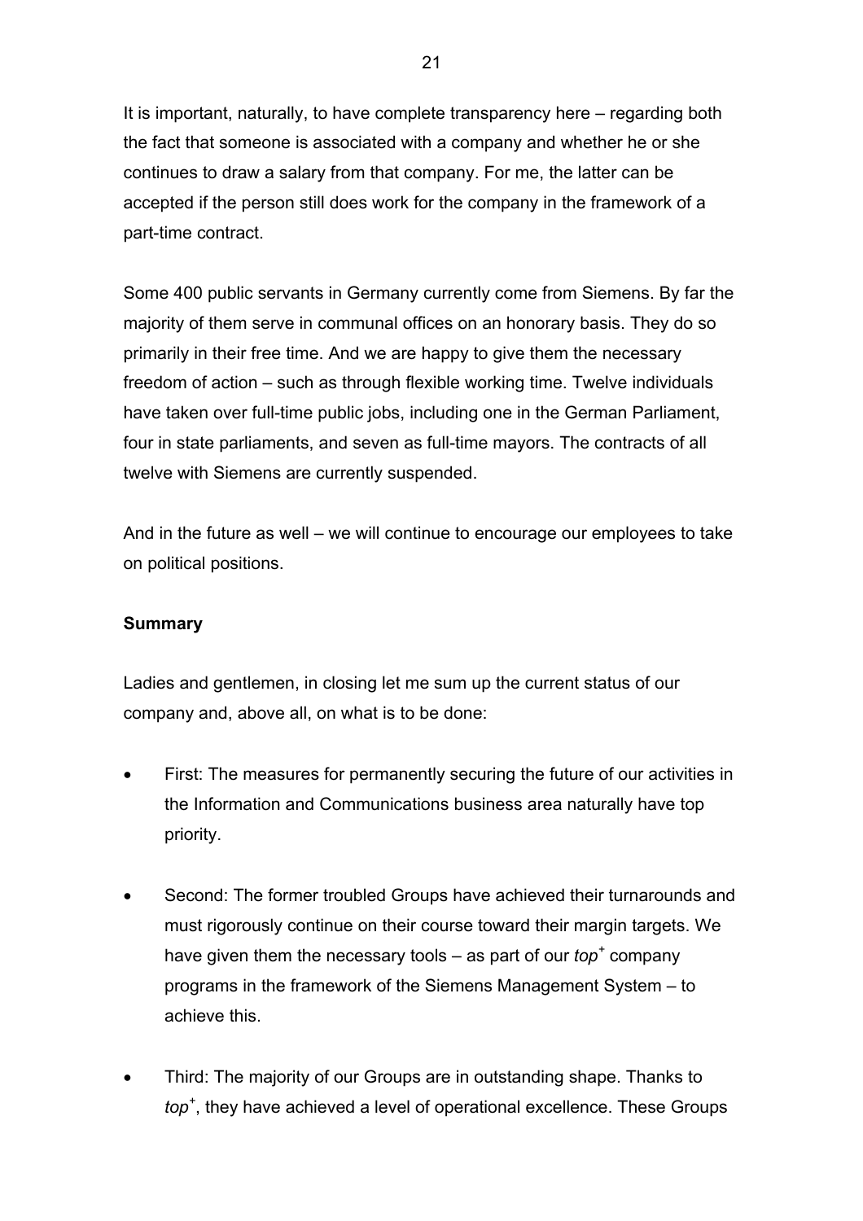It is important, naturally, to have complete transparency here – regarding both the fact that someone is associated with a company and whether he or she continues to draw a salary from that company. For me, the latter can be accepted if the person still does work for the company in the framework of a part-time contract.

Some 400 public servants in Germany currently come from Siemens. By far the majority of them serve in communal offices on an honorary basis. They do so primarily in their free time. And we are happy to give them the necessary freedom of action – such as through flexible working time. Twelve individuals have taken over full-time public jobs, including one in the German Parliament, four in state parliaments, and seven as full-time mayors. The contracts of all twelve with Siemens are currently suspended.

And in the future as well – we will continue to encourage our employees to take on political positions.

**Summary**

Ladies and gentlemen, in closing let me sum up the current status of our company and, above all, on what is to be done:

- First: The measures for permanently securing the future of our activities in the Information and Communications business area naturally have top priority.
- Second: The former troubled Groups have achieved their turnarounds and must rigorously continue on their course toward their margin targets. We have given them the necessary tools – as part of our *top*⁺ company programs in the framework of the Siemens Management System – to achieve this.
- Third: The majority of our Groups are in outstanding shape. Thanks to *top*⁺, they have achieved a level of operational excellence. These Groups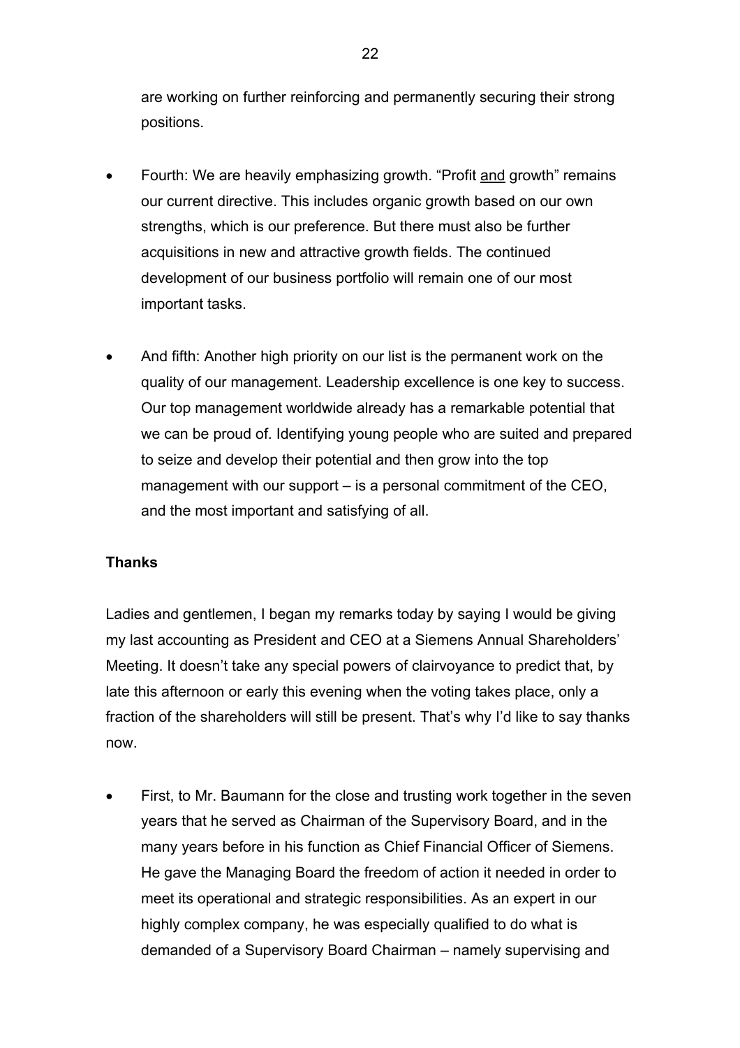are working on further reinforcing and permanently securing their strong positions.

- Fourth: We are heavily emphasizing growth. "Profit <u>and</u> growth" remains our current directive. This includes organic growth based on our own strengths, which is our preference. But there must also be further acquisitions in new and attractive growth fields. The continued development of our business portfolio will remain one of our most important tasks.

- And fifth: Another high priority on our list is the permanent work on the quality of our management. Leadership excellence is one key to success. Our top management worldwide already has a remarkable potential that we can be proud of. Identifying young people who are suited and prepared to seize and develop their potential and then grow into the top management with our support – is a personal commitment of the CEO, and the most important and satisfying of all.

**Thanks**

Ladies and gentlemen, I began my remarks today by saying I would be giving my last accounting as President and CEO at a Siemens Annual Shareholders' Meeting. It doesn't take any special powers of clairvoyance to predict that, by late this afternoon or early this evening when the voting takes place, only a fraction of the shareholders will still be present. That's why I'd like to say thanks now.

- First, to Mr. Baumann for the close and trusting work together in the seven years that he served as Chairman of the Supervisory Board, and in the many years before in his function as Chief Financial Officer of Siemens. He gave the Managing Board the freedom of action it needed in order to meet its operational and strategic responsibilities. As an expert in our highly complex company, he was especially qualified to do what is demanded of a Supervisory Board Chairman – namely supervising and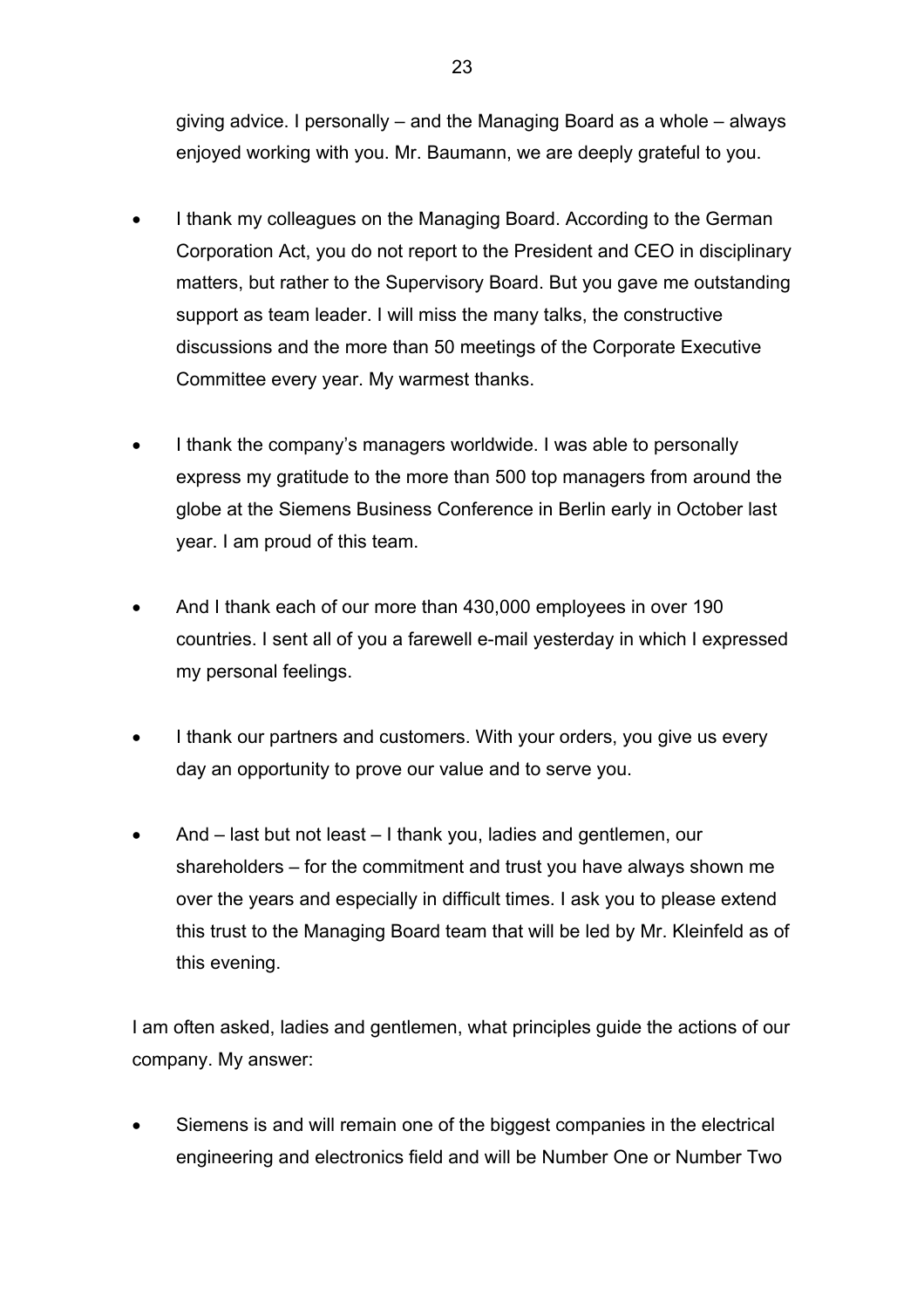giving advice. I personally – and the Managing Board as a whole – always enjoyed working with you. Mr. Baumann, we are deeply grateful to you.

- I thank my colleagues on the Managing Board. According to the German Corporation Act, you do not report to the President and CEO in disciplinary matters, but rather to the Supervisory Board. But you gave me outstanding support as team leader. I will miss the many talks, the constructive discussions and the more than 50 meetings of the Corporate Executive Committee every year. My warmest thanks.

- I thank the company's managers worldwide. I was able to personally express my gratitude to the more than 500 top managers from around the globe at the Siemens Business Conference in Berlin early in October last year. I am proud of this team.

- And I thank each of our more than 430,000 employees in over 190 countries. I sent all of you a farewell e-mail yesterday in which I expressed my personal feelings.

- I thank our partners and customers. With your orders, you give us every day an opportunity to prove our value and to serve you.

- And – last but not least – I thank you, ladies and gentlemen, our shareholders – for the commitment and trust you have always shown me over the years and especially in difficult times. I ask you to please extend this trust to the Managing Board team that will be led by Mr. Kleinfeld as of this evening.

I am often asked, ladies and gentlemen, what principles guide the actions of our company. My answer:

- Siemens is and will remain one of the biggest companies in the electrical engineering and electronics field and will be Number One or Number Two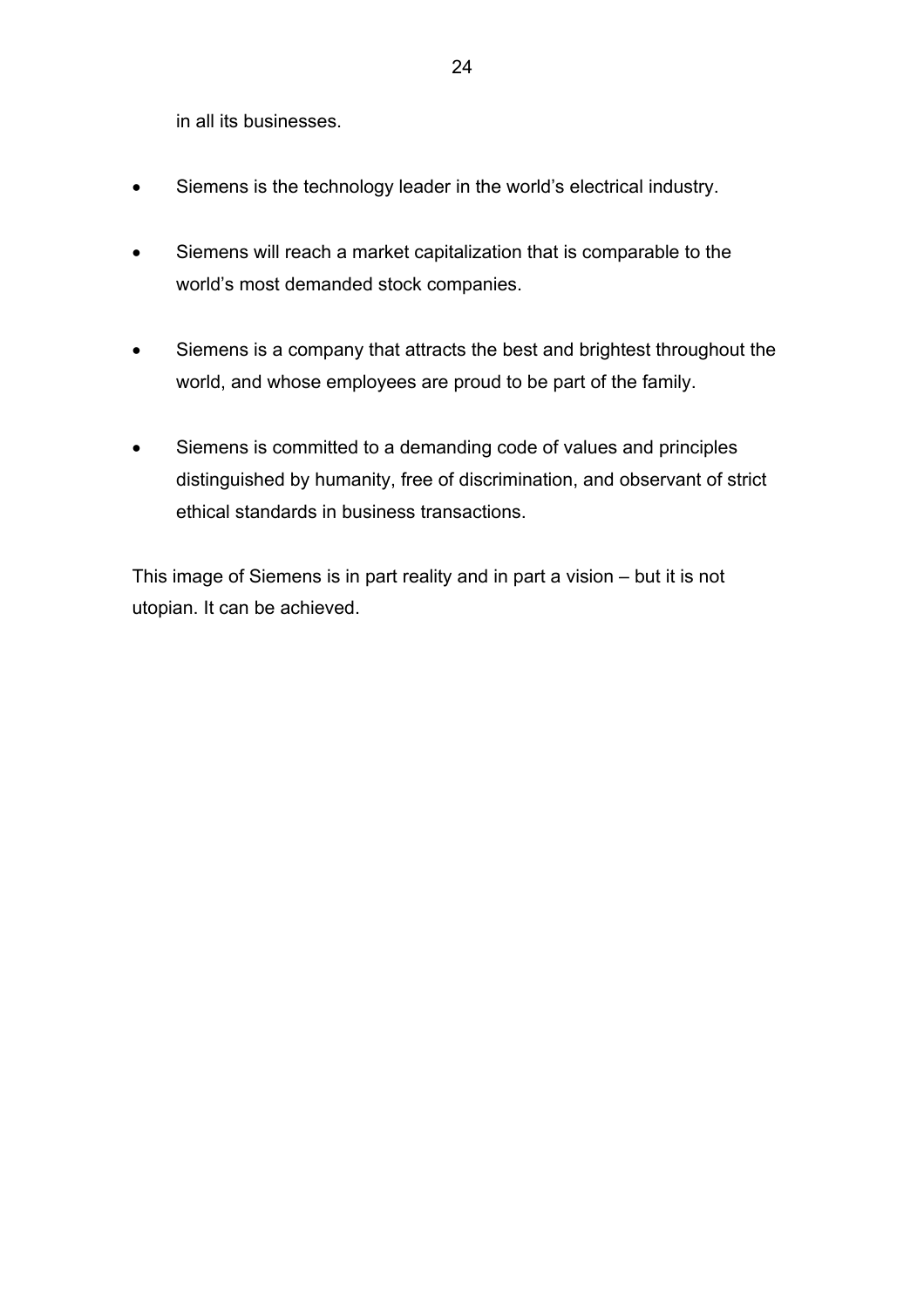in all its businesses.

- Siemens is the technology leader in the world's electrical industry.
- Siemens will reach a market capitalization that is comparable to the world's most demanded stock companies.
- Siemens is a company that attracts the best and brightest throughout the world, and whose employees are proud to be part of the family.
- Siemens is committed to a demanding code of values and principles distinguished by humanity, free of discrimination, and observant of strict ethical standards in business transactions.

This image of Siemens is in part reality and in part a vision – but it is not utopian. It can be achieved.